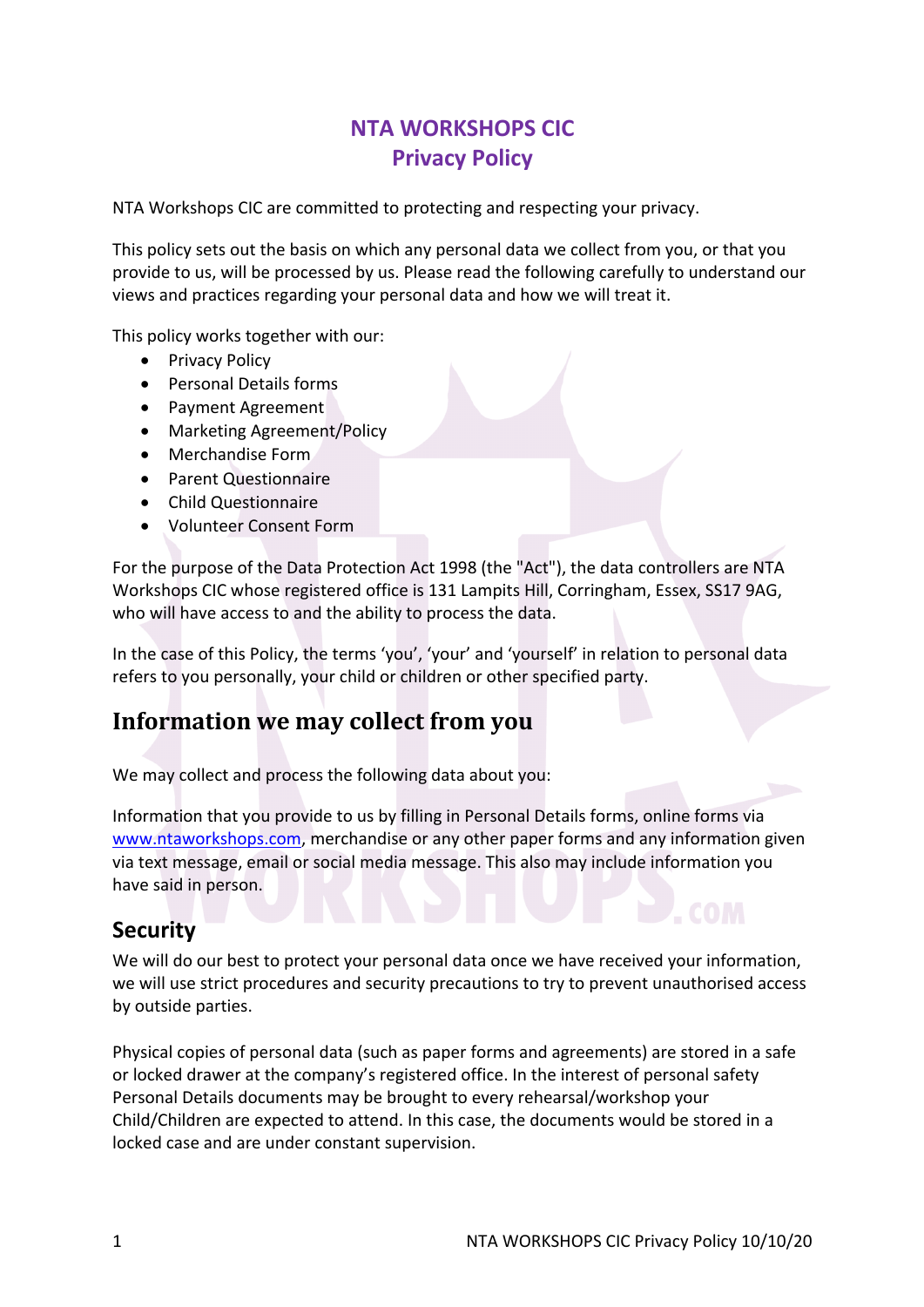# NTA WORKSHOPS CIC
## Privacy Policy

NTA Workshops CIC are committed to protecting and respecting your privacy.

This policy sets out the basis on which any personal data we collect from you, or that you provide to us, will be processed by us. Please read the following carefully to understand our views and practices regarding your personal data and how we will treat it.

This policy works together with our:

- Privacy Policy
- Personal Details forms
- Payment Agreement
- Marketing Agreement/Policy
- Merchandise Form
- Parent Questionnaire
- Child Questionnaire
- Volunteer Consent Form

For the purpose of the Data Protection Act 1998 (the "Act"), the data controllers are NTA Workshops CIC whose registered office is 131 Lampits Hill, Corringham, Essex, SS17 9AG, who will have access to and the ability to process the data.

In the case of this Policy, the terms 'you', 'your' and 'yourself' in relation to personal data refers to you personally, your child or children or other specified party.

## Information we may collect from you

We may collect and process the following data about you:

Information that you provide to us by filling in Personal Details forms, online forms via www.ntaworkshops.com, merchandise or any other paper forms and any information given via text message, email or social media message. This also may include information you have said in person.

## Security

We will do our best to protect your personal data once we have received your information, we will use strict procedures and security precautions to try to prevent unauthorised access by outside parties.

Physical copies of personal data (such as paper forms and agreements) are stored in a safe or locked drawer at the company's registered office. In the interest of personal safety Personal Details documents may be brought to every rehearsal/workshop your Child/Children are expected to attend. In this case, the documents would be stored in a locked case and are under constant supervision.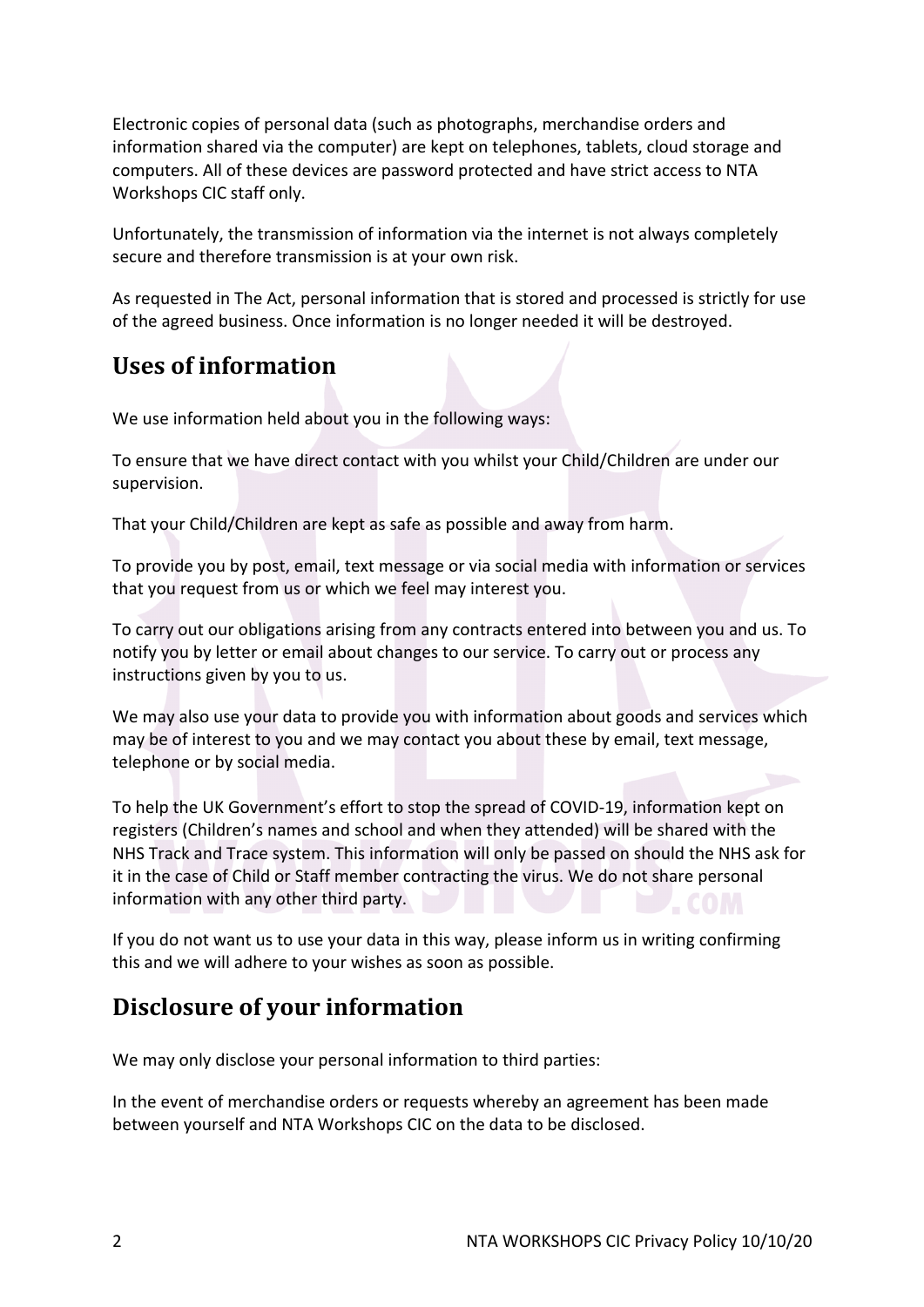Electronic copies of personal data (such as photographs, merchandise orders and information shared via the computer) are kept on telephones, tablets, cloud storage and computers. All of these devices are password protected and have strict access to NTA Workshops CIC staff only.

Unfortunately, the transmission of information via the internet is not always completely secure and therefore transmission is at your own risk.

As requested in The Act, personal information that is stored and processed is strictly for use of the agreed business. Once information is no longer needed it will be destroyed.

## Uses of information

We use information held about you in the following ways:

To ensure that we have direct contact with you whilst your Child/Children are under our supervision.

That your Child/Children are kept as safe as possible and away from harm.

To provide you by post, email, text message or via social media with information or services that you request from us or which we feel may interest you.

To carry out our obligations arising from any contracts entered into between you and us. To notify you by letter or email about changes to our service. To carry out or process any instructions given by you to us.

We may also use your data to provide you with information about goods and services which may be of interest to you and we may contact you about these by email, text message, telephone or by social media.

To help the UK Government's effort to stop the spread of COVID-19, information kept on registers (Children's names and school and when they attended) will be shared with the NHS Track and Trace system. This information will only be passed on should the NHS ask for it in the case of Child or Staff member contracting the virus. We do not share personal information with any other third party.

If you do not want us to use your data in this way, please inform us in writing confirming this and we will adhere to your wishes as soon as possible.

## Disclosure of your information

We may only disclose your personal information to third parties:

In the event of merchandise orders or requests whereby an agreement has been made between yourself and NTA Workshops CIC on the data to be disclosed.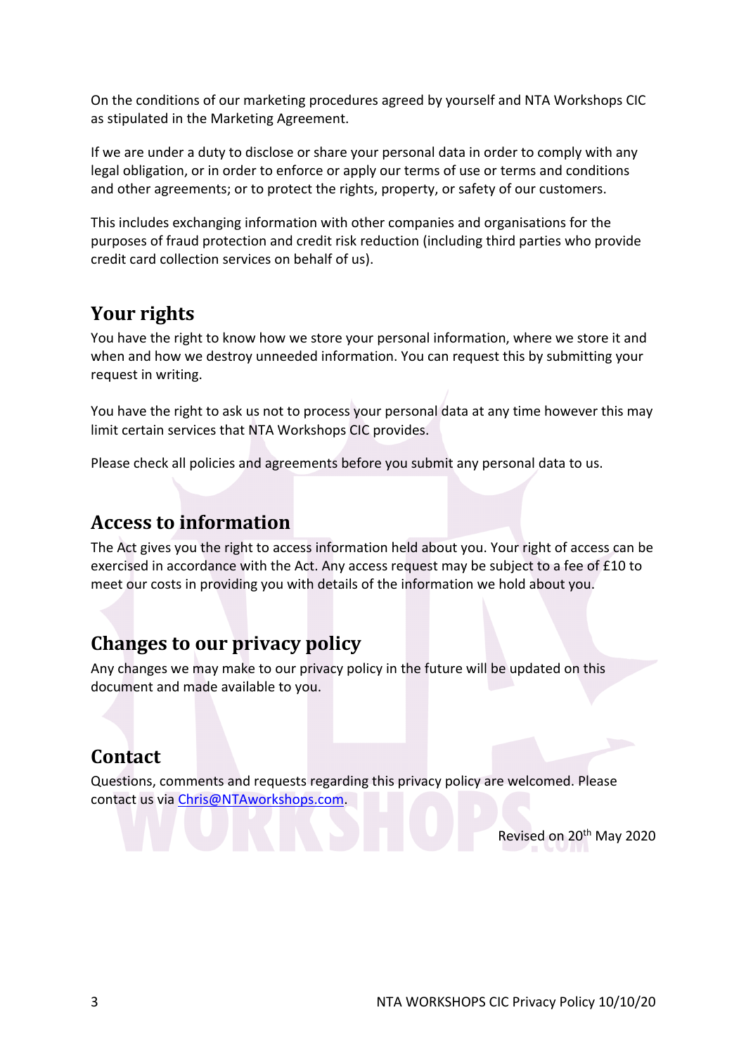On the conditions of our marketing procedures agreed by yourself and NTA Workshops CIC as stipulated in the Marketing Agreement.

If we are under a duty to disclose or share your personal data in order to comply with any legal obligation, or in order to enforce or apply our terms of use or terms and conditions and other agreements; or to protect the rights, property, or safety of our customers.

This includes exchanging information with other companies and organisations for the purposes of fraud protection and credit risk reduction (including third parties who provide credit card collection services on behalf of us).

## Your rights

You have the right to know how we store your personal information, where we store it and when and how we destroy unneeded information. You can request this by submitting your request in writing.

You have the right to ask us not to process your personal data at any time however this may limit certain services that NTA Workshops CIC provides.

Please check all policies and agreements before you submit any personal data to us.

## Access to information

The Act gives you the right to access information held about you. Your right of access can be exercised in accordance with the Act. Any access request may be subject to a fee of £10 to meet our costs in providing you with details of the information we hold about you.

## Changes to our privacy policy

Any changes we may make to our privacy policy in the future will be updated on this document and made available to you.

## Contact

Questions, comments and requests regarding this privacy policy are welcomed. Please contact us via Chris@NTAworkshops.com.

Revised on 20th May 2020